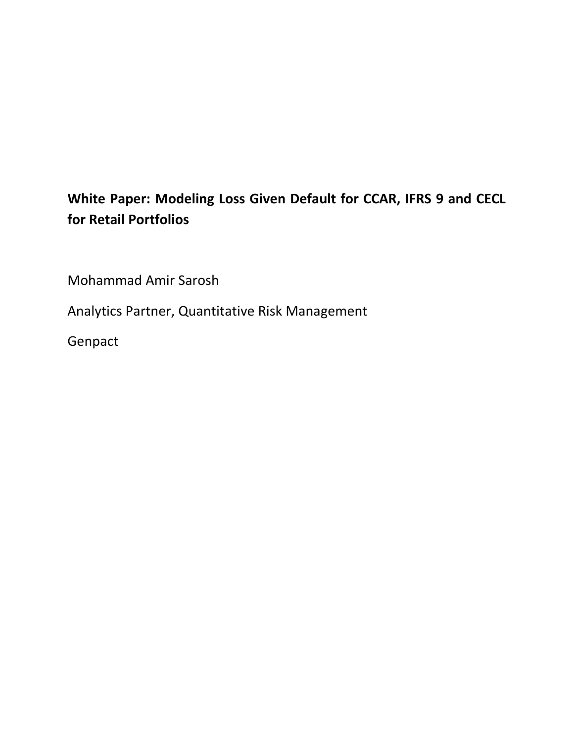# White Paper: Modeling Loss Given Default for CCAR, IFRS 9 and CECL for Retail Portfolios

Mohammad Amir Sarosh

Analytics Partner, Quantitative Risk Management

Genpact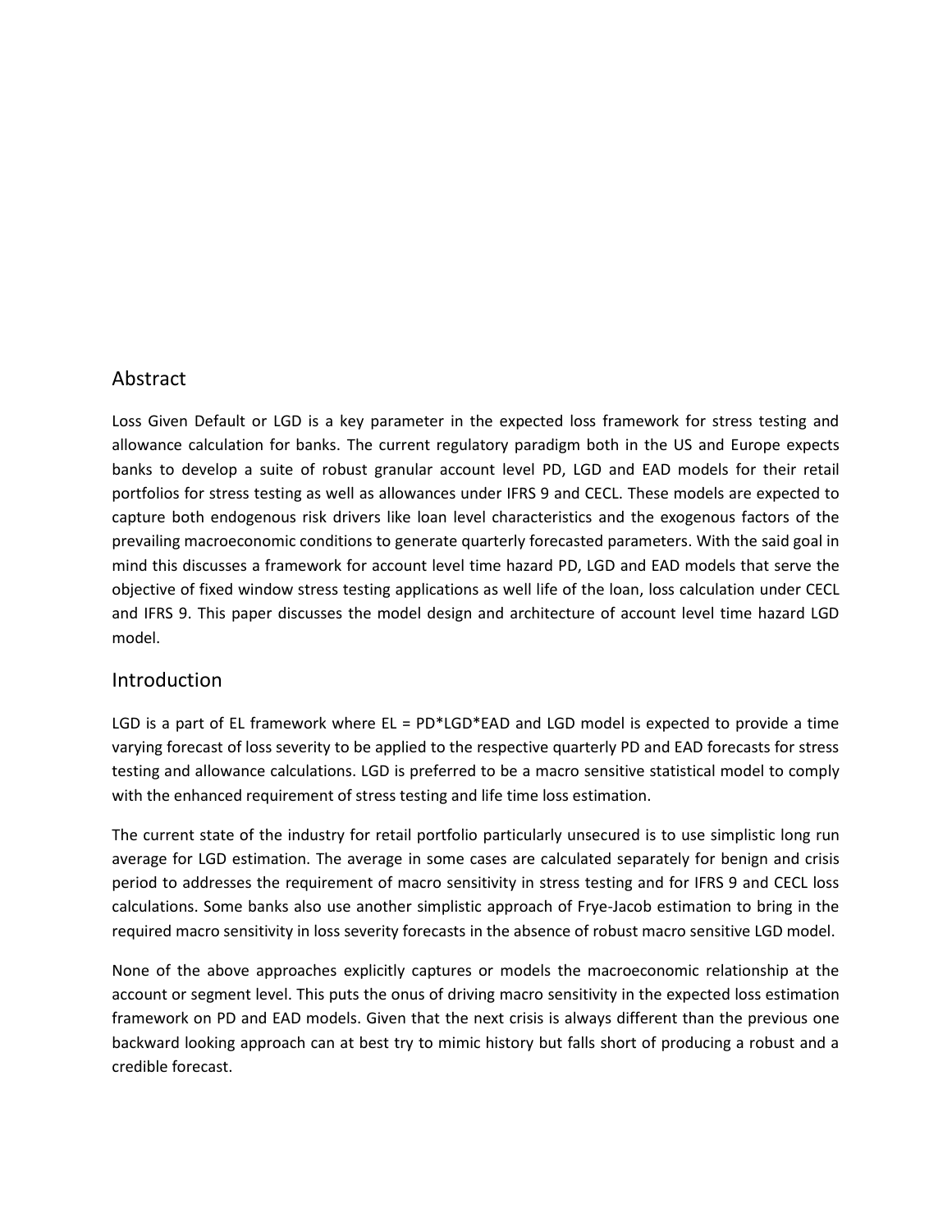## Abstract

Loss Given Default or LGD is a key parameter in the expected loss framework for stress testing and allowance calculation for banks. The current regulatory paradigm both in the US and Europe expects banks to develop a suite of robust granular account level PD, LGD and EAD models for their retail portfolios for stress testing as well as allowances under IFRS 9 and CECL. These models are expected to capture both endogenous risk drivers like loan level characteristics and the exogenous factors of the prevailing macroeconomic conditions to generate quarterly forecasted parameters. With the said goal in mind this discusses a framework for account level time hazard PD, LGD and EAD models that serve the objective of fixed window stress testing applications as well life of the loan, loss calculation under CECL and IFRS 9. This paper discusses the model design and architecture of account level time hazard LGD model.

## Introduction

LGD is a part of EL framework where EL = PD*LGD*EAD and LGD model is expected to provide a time varying forecast of loss severity to be applied to the respective quarterly PD and EAD forecasts for stress testing and allowance calculations. LGD is preferred to be a macro sensitive statistical model to comply with the enhanced requirement of stress testing and life time loss estimation.

The current state of the industry for retail portfolio particularly unsecured is to use simplistic long run average for LGD estimation. The average in some cases are calculated separately for benign and crisis period to addresses the requirement of macro sensitivity in stress testing and for IFRS 9 and CECL loss calculations. Some banks also use another simplistic approach of Frye-Jacob estimation to bring in the required macro sensitivity in loss severity forecasts in the absence of robust macro sensitive LGD model.

None of the above approaches explicitly captures or models the macroeconomic relationship at the account or segment level. This puts the onus of driving macro sensitivity in the expected loss estimation framework on PD and EAD models. Given that the next crisis is always different than the previous one backward looking approach can at best try to mimic history but falls short of producing a robust and a credible forecast.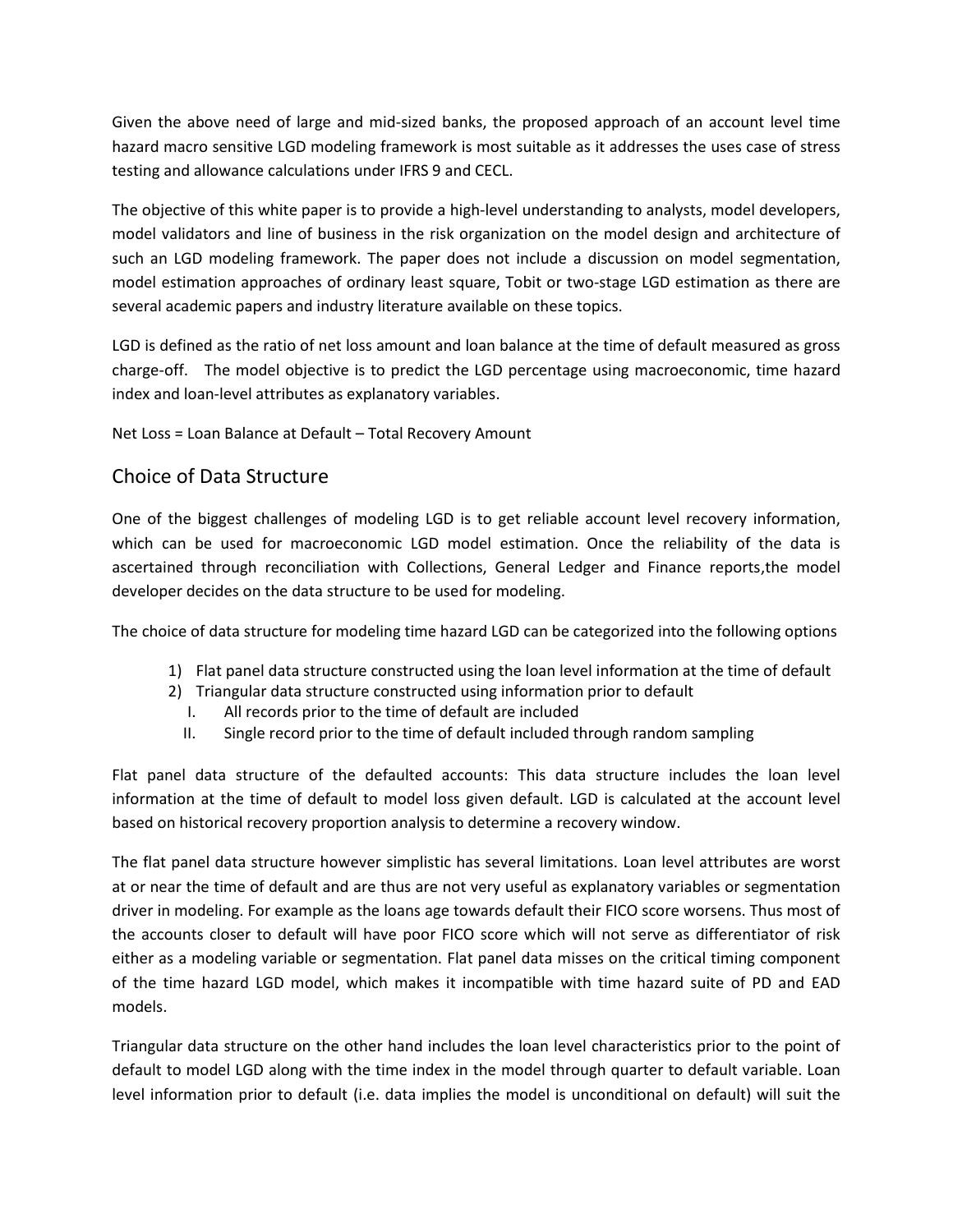Given the above need of large and mid-sized banks, the proposed approach of an account level time hazard macro sensitive LGD modeling framework is most suitable as it addresses the uses case of stress testing and allowance calculations under IFRS 9 and CECL.

The objective of this white paper is to provide a high-level understanding to analysts, model developers, model validators and line of business in the risk organization on the model design and architecture of such an LGD modeling framework. The paper does not include a discussion on model segmentation, model estimation approaches of ordinary least square, Tobit or two-stage LGD estimation as there are several academic papers and industry literature available on these topics.

LGD is defined as the ratio of net loss amount and loan balance at the time of default measured as gross charge-off. The model objective is to predict the LGD percentage using macroeconomic, time hazard index and loan-level attributes as explanatory variables.

Net Loss = Loan Balance at Default – Total Recovery Amount

## Choice of Data Structure

One of the biggest challenges of modeling LGD is to get reliable account level recovery information, which can be used for macroeconomic LGD model estimation. Once the reliability of the data is ascertained through reconciliation with Collections, General Ledger and Finance reports,the model developer decides on the data structure to be used for modeling.

The choice of data structure for modeling time hazard LGD can be categorized into the following options

1) Flat panel data structure constructed using the loan level information at the time of default
2) Triangular data structure constructed using information prior to default
   I. All records prior to the time of default are included
   II. Single record prior to the time of default included through random sampling

Flat panel data structure of the defaulted accounts: This data structure includes the loan level information at the time of default to model loss given default. LGD is calculated at the account level based on historical recovery proportion analysis to determine a recovery window.

The flat panel data structure however simplistic has several limitations. Loan level attributes are worst at or near the time of default and are thus are not very useful as explanatory variables or segmentation driver in modeling. For example as the loans age towards default their FICO score worsens. Thus most of the accounts closer to default will have poor FICO score which will not serve as differentiator of risk either as a modeling variable or segmentation. Flat panel data misses on the critical timing component of the time hazard LGD model, which makes it incompatible with time hazard suite of PD and EAD models.

Triangular data structure on the other hand includes the loan level characteristics prior to the point of default to model LGD along with the time index in the model through quarter to default variable. Loan level information prior to default (i.e. data implies the model is unconditional on default) will suit the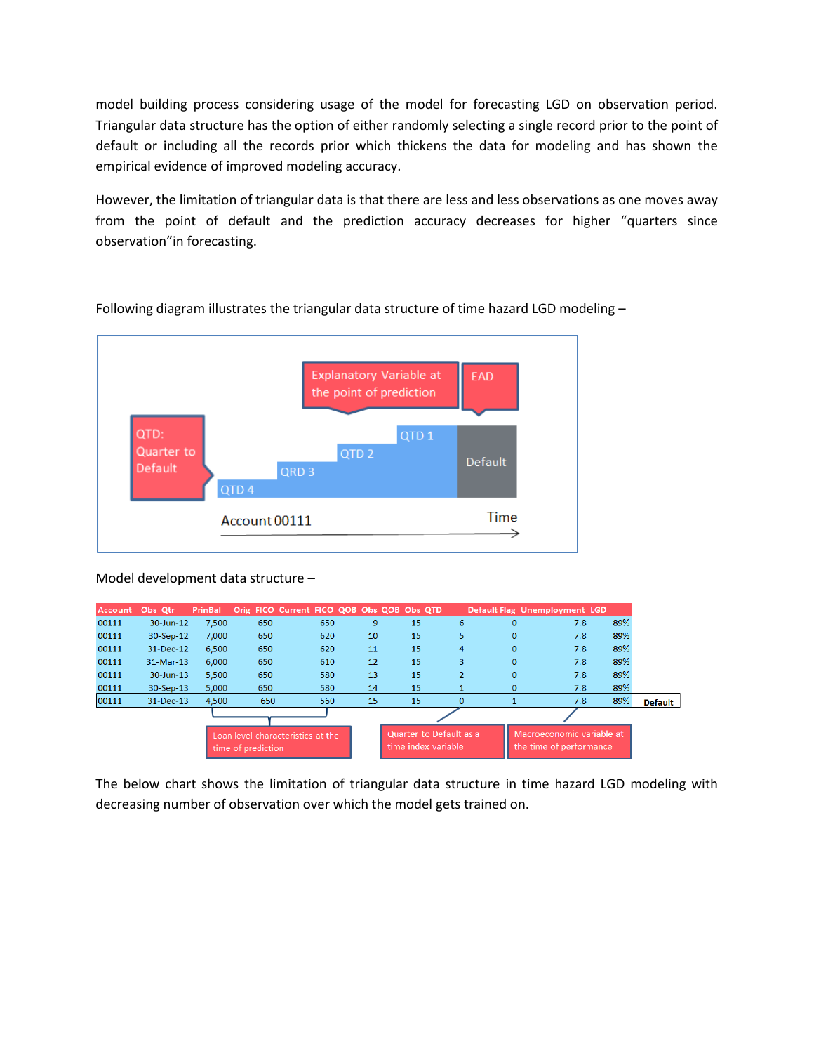model building process considering usage of the model for forecasting LGD on observation period. Triangular data structure has the option of either randomly selecting a single record prior to the point of default or including all the records prior which thickens the data for modeling and has shown the empirical evidence of improved modeling accuracy.

However, the limitation of triangular data is that there are less and less observations as one moves away from the point of default and the prediction accuracy decreases for higher "quarters since observation"in forecasting.

Following diagram illustrates the triangular data structure of time hazard LGD modeling –

Model development data structure –

| Account | Obs_Qtr | PrinBal | Orig_FICO | Current_FICO | QOB_Obs | QOB_Obs | QTD | Default Flag | Unemployment | LGD | |
|---|---|---|---|---|---|---|---|---|---|---|---|
| 00111 | 30-Jun-12 | 7,500 | 650 | 650 | 9 | 15 | 6 | 0 | 7.8 | 89% | |
| 00111 | 30-Sep-12 | 7,000 | 650 | 620 | 10 | 15 | 5 | 0 | 7.8 | 89% | |
| 00111 | 31-Dec-12 | 6,500 | 650 | 620 | 11 | 15 | 4 | 0 | 7.8 | 89% | |
| 00111 | 31-Mar-13 | 6,000 | 650 | 610 | 12 | 15 | 3 | 0 | 7.8 | 89% | |
| 00111 | 30-Jun-13 | 5,500 | 650 | 580 | 13 | 15 | 2 | 0 | 7.8 | 89% | |
| 00111 | 30-Sep-13 | 5,000 | 650 | 580 | 14 | 15 | 1 | 0 | 7.8 | 89% | |
| 00111 | 31-Dec-13 | 4,500 | 650 | 560 | 15 | 15 | 0 | 1 | 7.8 | 89% | Default |

Loan level characteristics at the time of prediction; Quarter to Default as a time index variable; Macroeconomic variable at the time of performance

The below chart shows the limitation of triangular data structure in time hazard LGD modeling with decreasing number of observation over which the model gets trained on.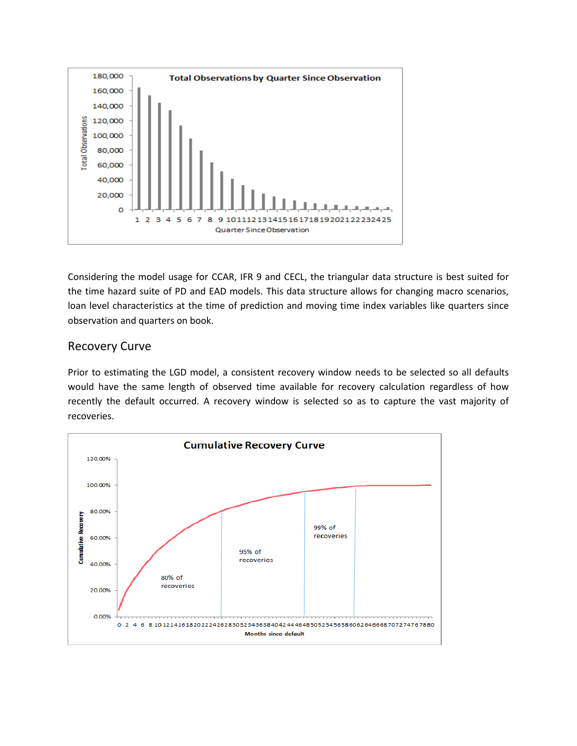Considering the model usage for CCAR, IFR 9 and CECL, the triangular data structure is best suited for the time hazard suite of PD and EAD models. This data structure allows for changing macro scenarios, loan level characteristics at the time of prediction and moving time index variables like quarters since observation and quarters on book.

## Recovery Curve

Prior to estimating the LGD model, a consistent recovery window needs to be selected so all defaults would have the same length of observed time available for recovery calculation regardless of how recently the default occurred. A recovery window is selected so as to capture the vast majority of recoveries.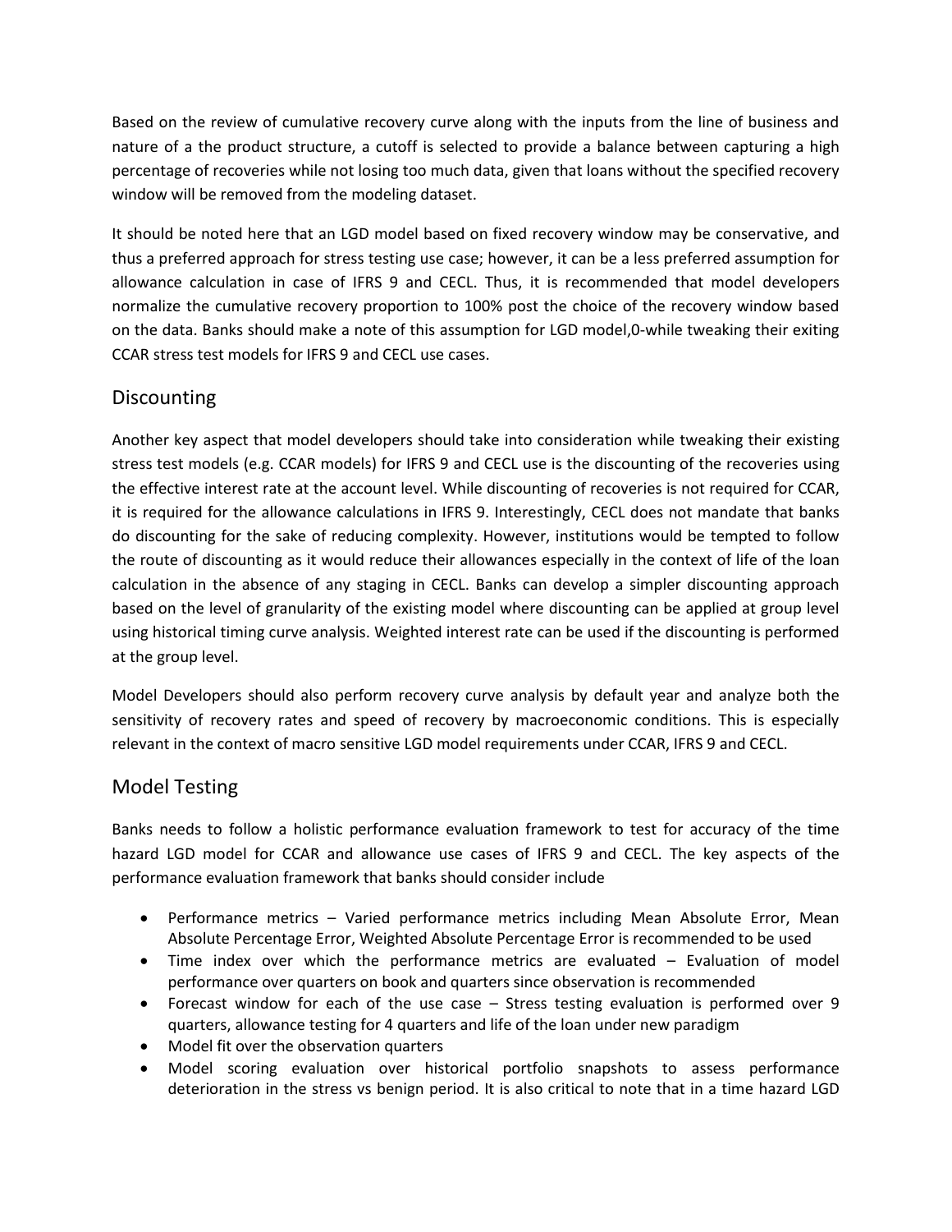Based on the review of cumulative recovery curve along with the inputs from the line of business and nature of a the product structure, a cutoff is selected to provide a balance between capturing a high percentage of recoveries while not losing too much data, given that loans without the specified recovery window will be removed from the modeling dataset.

It should be noted here that an LGD model based on fixed recovery window may be conservative, and thus a preferred approach for stress testing use case; however, it can be a less preferred assumption for allowance calculation in case of IFRS 9 and CECL. Thus, it is recommended that model developers normalize the cumulative recovery proportion to 100% post the choice of the recovery window based on the data. Banks should make a note of this assumption for LGD model,0-while tweaking their exiting CCAR stress test models for IFRS 9 and CECL use cases.

## Discounting

Another key aspect that model developers should take into consideration while tweaking their existing stress test models (e.g. CCAR models) for IFRS 9 and CECL use is the discounting of the recoveries using the effective interest rate at the account level. While discounting of recoveries is not required for CCAR, it is required for the allowance calculations in IFRS 9. Interestingly, CECL does not mandate that banks do discounting for the sake of reducing complexity. However, institutions would be tempted to follow the route of discounting as it would reduce their allowances especially in the context of life of the loan calculation in the absence of any staging in CECL. Banks can develop a simpler discounting approach based on the level of granularity of the existing model where discounting can be applied at group level using historical timing curve analysis. Weighted interest rate can be used if the discounting is performed at the group level.

Model Developers should also perform recovery curve analysis by default year and analyze both the sensitivity of recovery rates and speed of recovery by macroeconomic conditions. This is especially relevant in the context of macro sensitive LGD model requirements under CCAR, IFRS 9 and CECL.

## Model Testing

Banks needs to follow a holistic performance evaluation framework to test for accuracy of the time hazard LGD model for CCAR and allowance use cases of IFRS 9 and CECL. The key aspects of the performance evaluation framework that banks should consider include

- Performance metrics – Varied performance metrics including Mean Absolute Error, Mean Absolute Percentage Error, Weighted Absolute Percentage Error is recommended to be used
- Time index over which the performance metrics are evaluated – Evaluation of model performance over quarters on book and quarters since observation is recommended
- Forecast window for each of the use case – Stress testing evaluation is performed over 9 quarters, allowance testing for 4 quarters and life of the loan under new paradigm
- Model fit over the observation quarters
- Model scoring evaluation over historical portfolio snapshots to assess performance deterioration in the stress vs benign period. It is also critical to note that in a time hazard LGD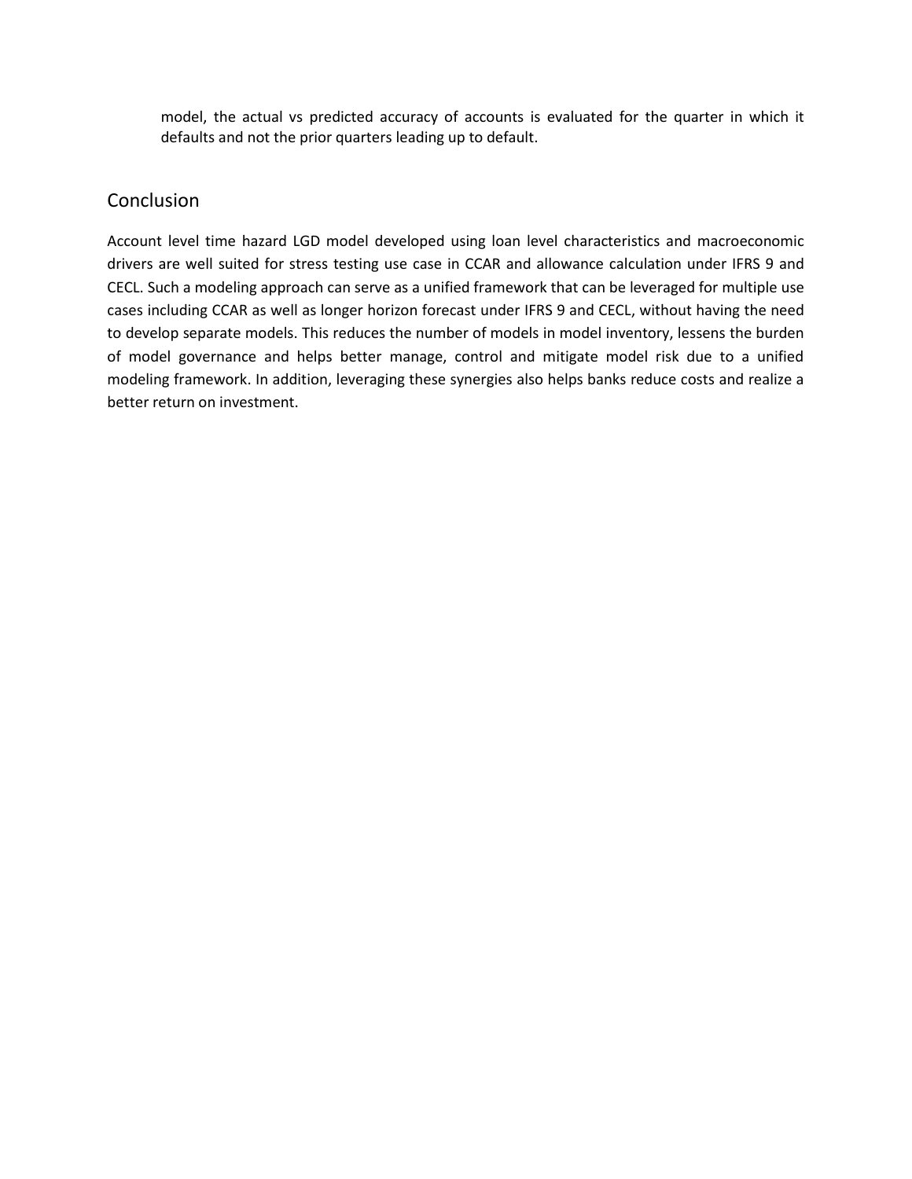model, the actual vs predicted accuracy of accounts is evaluated for the quarter in which it defaults and not the prior quarters leading up to default.

## Conclusion

Account level time hazard LGD model developed using loan level characteristics and macroeconomic drivers are well suited for stress testing use case in CCAR and allowance calculation under IFRS 9 and CECL. Such a modeling approach can serve as a unified framework that can be leveraged for multiple use cases including CCAR as well as longer horizon forecast under IFRS 9 and CECL, without having the need to develop separate models. This reduces the number of models in model inventory, lessens the burden of model governance and helps better manage, control and mitigate model risk due to a unified modeling framework. In addition, leveraging these synergies also helps banks reduce costs and realize a better return on investment.